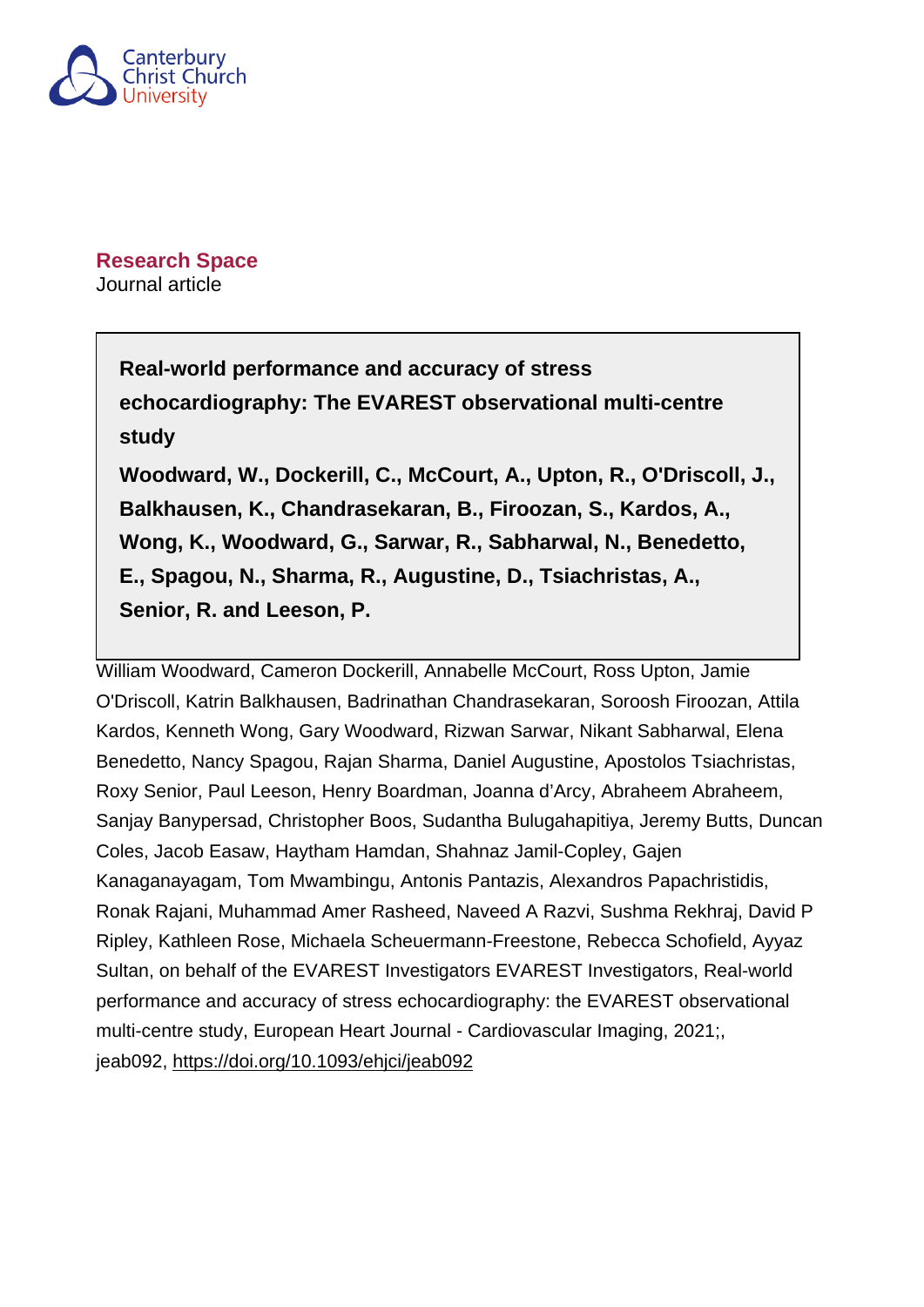Canterbury Christ Church University

**Research Space**
Journal article

**Real-world performance and accuracy of stress echocardiography: The EVAREST observational multi-centre study**

**Woodward, W., Dockerill, C., McCourt, A., Upton, R., O'Driscoll, J., Balkhausen, K., Chandrasekaran, B., Firoozan, S., Kardos, A., Wong, K., Woodward, G., Sarwar, R., Sabharwal, N., Benedetto, E., Spagou, N., Sharma, R., Augustine, D., Tsiachristas, A., Senior, R. and Leeson, P.**

William Woodward, Cameron Dockerill, Annabelle McCourt, Ross Upton, Jamie O'Driscoll, Katrin Balkhausen, Badrinathan Chandrasekaran, Soroosh Firoozan, Attila Kardos, Kenneth Wong, Gary Woodward, Rizwan Sarwar, Nikant Sabharwal, Elena Benedetto, Nancy Spagou, Rajan Sharma, Daniel Augustine, Apostolos Tsiachristas, Roxy Senior, Paul Leeson, Henry Boardman, Joanna d'Arcy, Abraheem Abraheem, Sanjay Banypersad, Christopher Boos, Sudantha Bulugahapitiya, Jeremy Butts, Duncan Coles, Jacob Easaw, Haytham Hamdan, Shahnaz Jamil-Copley, Gajen Kanaganayagam, Tom Mwambingu, Antonis Pantazis, Alexandros Papachristidis, Ronak Rajani, Muhammad Amer Rasheed, Naveed A Razvi, Sushma Rekhraj, David P Ripley, Kathleen Rose, Michaela Scheuermann-Freestone, Rebecca Schofield, Ayyaz Sultan, on behalf of the EVAREST Investigators EVAREST Investigators, Real-world performance and accuracy of stress echocardiography: the EVAREST observational multi-centre study, European Heart Journal - Cardiovascular Imaging, 2021;, jeab092, https://doi.org/10.1093/ehjci/jeab092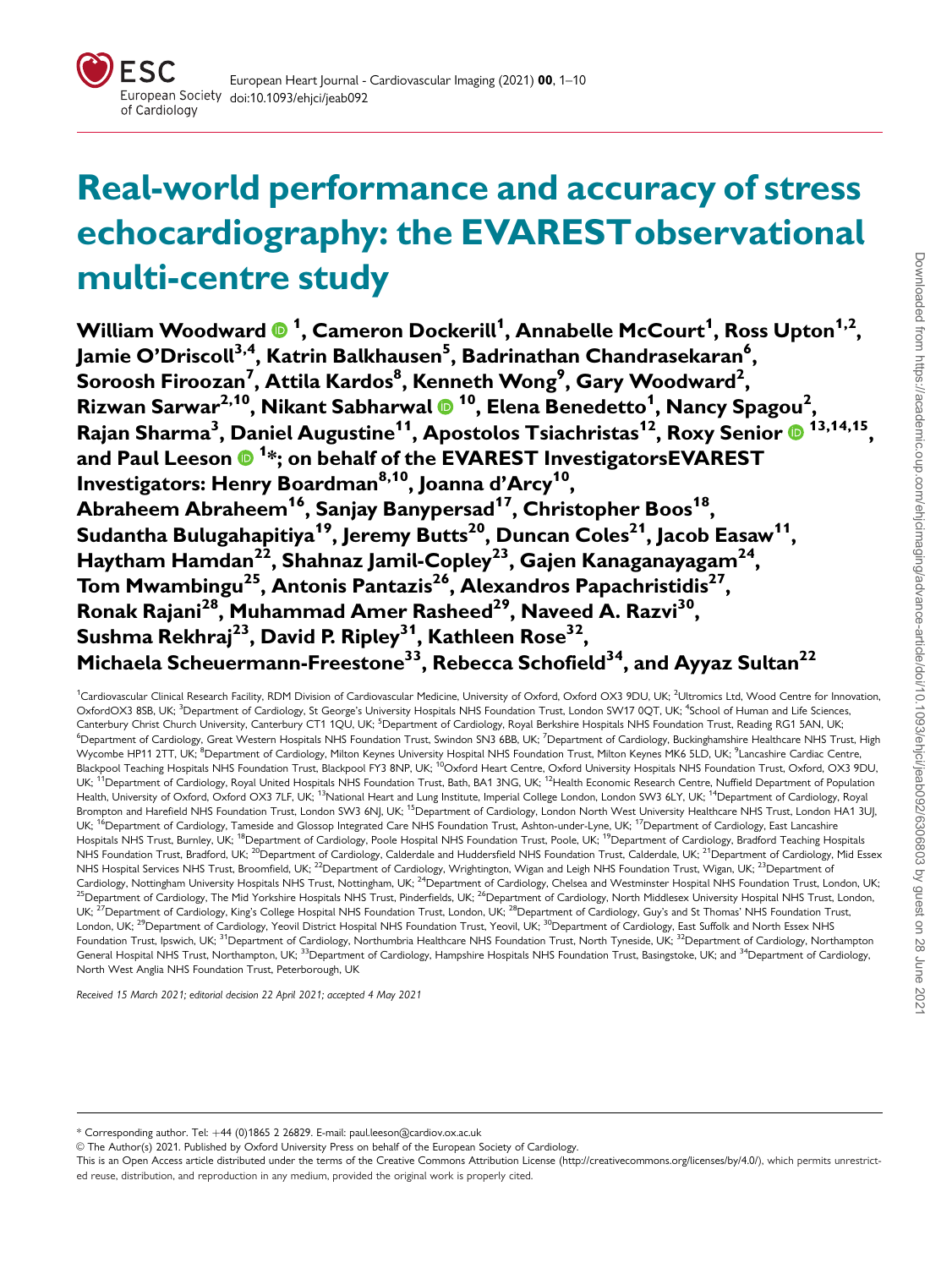# Real-world performance and accuracy of stress echocardiography: the EVAREST observational multi-centre study

**William Woodward [1], Cameron Dockerill[1], Annabelle McCourt[1], Ross Upton[1,2], Jamie O'Driscoll[3,4], Katrin Balkhausen[5], Badrinathan Chandrasekaran[6], Soroosh Firoozan[7], Attila Kardos[8], Kenneth Wong[9], Gary Woodward[2], Rizwan Sarwar[2,10], Nikant Sabharwal [10], Elena Benedetto[1], Nancy Spagou[2], Rajan Sharma[3], Daniel Augustine[11], Apostolos Tsiachristas[12], Roxy Senior [13,14,15], and Paul Leeson [1]*; on behalf of the EVAREST InvestigatorsEVAREST Investigators: Henry Boardman[8,10], Joanna d'Arcy[10], Abraheem Abraheem[16], Sanjay Banypersad[17], Christopher Boos[18], Sudantha Bulugahapitiya[19], Jeremy Butts[20], Duncan Coles[21], Jacob Easaw[11], Haytham Hamdan[22], Shahnaz Jamil-Copley[23], Gajen Kanaganayagam[24], Tom Mwambingu[25], Antonis Pantazis[26], Alexandros Papachristidis[27], Ronak Rajani[28], Muhammad Amer Rasheed[29], Naveed A. Razvi[30], Sushma Rekhraj[23], David P. Ripley[31], Kathleen Rose[32], Michaela Scheuermann-Freestone[33], Rebecca Schofield[34], and Ayyaz Sultan[22]**

[1]Cardiovascular Clinical Research Facility, RDM Division of Cardiovascular Medicine, University of Oxford, Oxford OX3 9DU, UK; [2]Ultromics Ltd, Wood Centre for Innovation, OxfordOX3 8SB, UK; [3]Department of Cardiology, St George's University Hospitals NHS Foundation Trust, London SW17 0QT, UK; [4]School of Human and Life Sciences, Canterbury Christ Church University, Canterbury CT1 1QU, UK; [5]Department of Cardiology, Royal Berkshire Hospitals NHS Foundation Trust, Reading RG1 5AN, UK; [6]Department of Cardiology, Great Western Hospitals NHS Foundation Trust, Swindon SN3 6BB, UK; [7]Department of Cardiology, Buckinghamshire Healthcare NHS Trust, High Wycombe HP11 2TT, UK; [8]Department of Cardiology, Milton Keynes University Hospital NHS Foundation Trust, Milton Keynes MK6 5LD, UK; [9]Lancashire Cardiac Centre, Blackpool Teaching Hospitals NHS Foundation Trust, Blackpool FY3 8NP, UK; [10]Oxford Heart Centre, Oxford University Hospitals NHS Foundation Trust, Oxford, OX3 9DU, UK; [11]Department of Cardiology, Royal United Hospitals NHS Foundation Trust, Bath, BA1 3NG, UK; [12]Health Economic Research Centre, Nuffield Department of Population Health, University of Oxford, Oxford OX3 7LF, UK; [13]National Heart and Lung Institute, Imperial College London, London SW3 6LY, UK; [14]Department of Cardiology, Royal Brompton and Harefield NHS Foundation Trust, London SW3 6NJ, UK; [15]Department of Cardiology, London North West University Healthcare NHS Trust, London HA1 3UJ, UK; [16]Department of Cardiology, Tameside and Glossop Integrated Care NHS Foundation Trust, Ashton-under-Lyne, UK; [17]Department of Cardiology, East Lancashire Hospitals NHS Trust, Burnley, UK; [18]Department of Cardiology, Poole Hospital NHS Foundation Trust, Poole, UK; [19]Department of Cardiology, Bradford Teaching Hospitals NHS Foundation Trust, Bradford, UK; [20]Department of Cardiology, Calderdale and Huddersfield NHS Foundation Trust, Calderdale, UK; [21]Department of Cardiology, Mid Essex NHS Hospital Services NHS Trust, Broomfield, UK; [22]Department of Cardiology, Wrightington, Wigan and Leigh NHS Foundation Trust, Wigan, UK; [23]Department of Cardiology, Nottingham University Hospitals NHS Trust, Nottingham, UK; [24]Department of Cardiology, Chelsea and Westminster Hospital NHS Foundation Trust, London, UK; [25]Department of Cardiology, The Mid Yorkshire Hospitals NHS Trust, Pinderfields, UK; [26]Department of Cardiology, North Middlesex University Hospital NHS Trust, London, UK; [27]Department of Cardiology, King's College Hospital NHS Foundation Trust, London, UK; [28]Department of Cardiology, Guy's and St Thomas' NHS Foundation Trust, London, UK; [29]Department of Cardiology, Yeovil District Hospital NHS Foundation Trust, Yeovil, UK; [30]Department of Cardiology, East Suffolk and North Essex NHS Foundation Trust, Ipswich, UK; [31]Department of Cardiology, Northumbria Healthcare NHS Foundation Trust, North Tyneside, UK; [32]Department of Cardiology, Northampton General Hospital NHS Trust, Northampton, UK; [33]Department of Cardiology, Hampshire Hospitals NHS Foundation Trust, Basingstoke, UK; and [34]Department of Cardiology, North West Anglia NHS Foundation Trust, Peterborough, UK

*Received 15 March 2021; editorial decision 22 April 2021; accepted 4 May 2021*

---

\* Corresponding author. Tel: +44 (0)1865 2 26829. E-mail: paul.leeson@cardiov.ox.ac.uk

© The Author(s) 2021. Published by Oxford University Press on behalf of the European Society of Cardiology.

This is an Open Access article distributed under the terms of the Creative Commons Attribution License (http://creativecommons.org/licenses/by/4.0/), which permits unrestricted reuse, distribution, and reproduction in any medium, provided the original work is properly cited.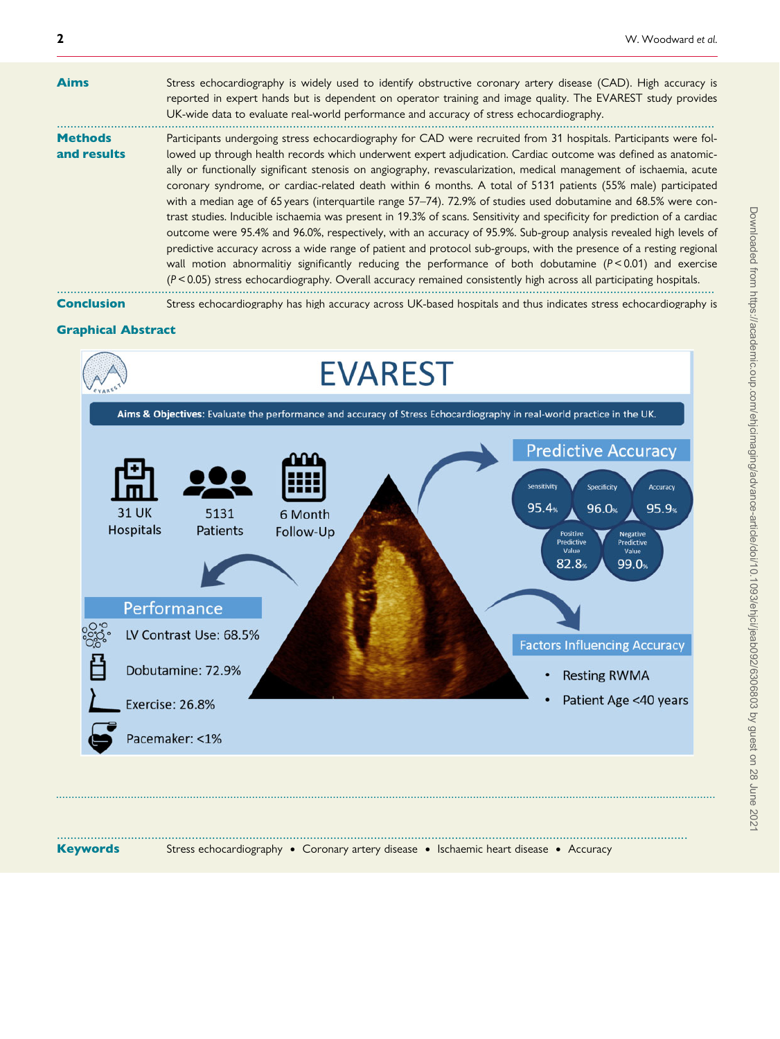**Aims**

Stress echocardiography is widely used to identify obstructive coronary artery disease (CAD). High accuracy is reported in expert hands but is dependent on operator training and image quality. The EVAREST study provides UK-wide data to evaluate real-world performance and accuracy of stress echocardiography.

**Methods and results**

Participants undergoing stress echocardiography for CAD were recruited from 31 hospitals. Participants were followed up through health records which underwent expert adjudication. Cardiac outcome was defined as anatomically or functionally significant stenosis on angiography, revascularization, medical management of ischaemia, acute coronary syndrome, or cardiac-related death within 6 months. A total of 5131 patients (55% male) participated with a median age of 65 years (interquartile range 57–74). 72.9% of studies used dobutamine and 68.5% were contrast studies. Inducible ischaemia was present in 19.3% of scans. Sensitivity and specificity for prediction of a cardiac outcome were 95.4% and 96.0%, respectively, with an accuracy of 95.9%. Sub-group analysis revealed high levels of predictive accuracy across a wide range of patient and protocol sub-groups, with the presence of a resting regional wall motion abnormalitiy significantly reducing the performance of both dobutamine ($P < 0.01$) and exercise ($P < 0.05$) stress echocardiography. Overall accuracy remained consistently high across all participating hospitals.

**Conclusion**

Stress echocardiography has high accuracy across UK-based hospitals and thus indicates stress echocardiography is

**Graphical Abstract**

EVAREST

**Aims & Objectives:** Evaluate the performance and accuracy of Stress Echocardiography in real-world practice in the UK.

31 UK Hospitals

5131 Patients

6 Month Follow-Up

Predictive Accuracy

- Sensitivity 95.4%
- Specificity 96.0%
- Accuracy 95.9%
- Positive Predictive Value 82.8%
- Negative Predictive Value 99.0%

Performance

- LV Contrast Use: 68.5%
- Dobutamine: 72.9%
- Exercise: 26.8%
- Pacemaker: <1%

Factors Influencing Accuracy

- Resting RWMA
- Patient Age <40 years

**Keywords**

Stress echocardiography • Coronary artery disease • Ischaemic heart disease • Accuracy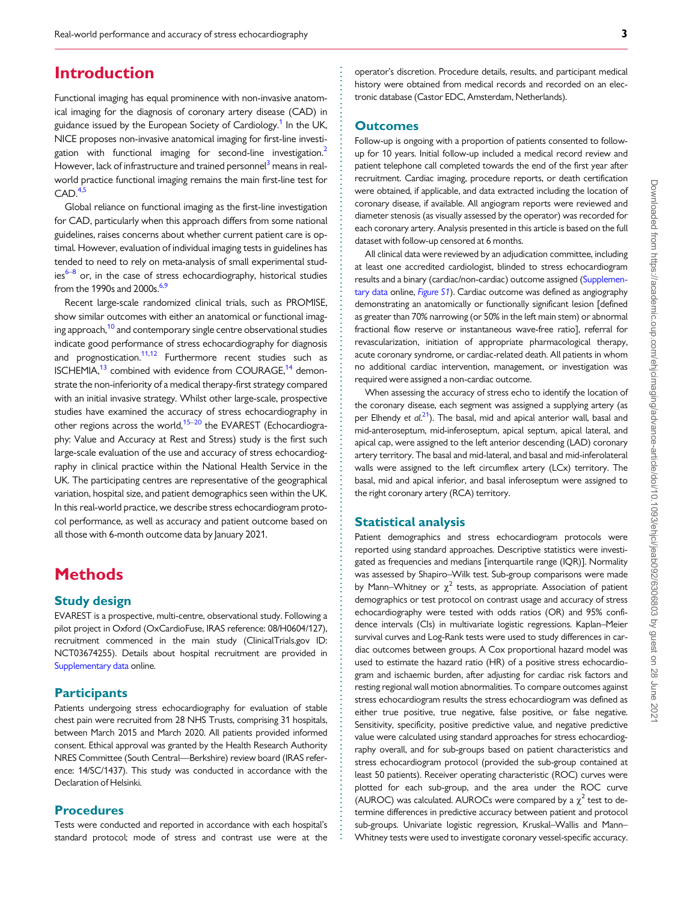# Introduction

Functional imaging has equal prominence with non-invasive anatomical imaging for the diagnosis of coronary artery disease (CAD) in guidance issued by the European Society of Cardiology.[1] In the UK, NICE proposes non-invasive anatomical imaging for first-line investigation with functional imaging for second-line investigation.[2] However, lack of infrastructure and trained personnel[3] means in real-world practice functional imaging remains the main first-line test for CAD.[4,5]

Global reliance on functional imaging as the first-line investigation for CAD, particularly when this approach differs from some national guidelines, raises concerns about whether current patient care is optimal. However, evaluation of individual imaging tests in guidelines has tended to need to rely on meta-analysis of small experimental studies[6–8] or, in the case of stress echocardiography, historical studies from the 1990s and 2000s.[6,9]

Recent large-scale randomized clinical trials, such as PROMISE, show similar outcomes with either an anatomical or functional imaging approach,[10] and contemporary single centre observational studies indicate good performance of stress echocardiography for diagnosis and prognostication.[11,12] Furthermore recent studies such as ISCHEMIA,[13] combined with evidence from COURAGE,[14] demonstrate the non-inferiority of a medical therapy-first strategy compared with an initial invasive strategy. Whilst other large-scale, prospective studies have examined the accuracy of stress echocardiography in other regions across the world,[15–20] the EVAREST (Echocardiography: Value and Accuracy at Rest and Stress) study is the first such large-scale evaluation of the use and accuracy of stress echocardiography in clinical practice within the National Health Service in the UK. The participating centres are representative of the geographical variation, hospital size, and patient demographics seen within the UK. In this real-world practice, we describe stress echocardiogram protocol performance, as well as accuracy and patient outcome based on all those with 6-month outcome data by January 2021.

# Methods

## Study design

EVAREST is a prospective, multi-centre, observational study. Following a pilot project in Oxford (OxCardioFuse, IRAS reference: 08/H0604/127), recruitment commenced in the main study (ClinicalTrials.gov ID: NCT03674255). Details about hospital recruitment are provided in Supplementary data online.

## Participants

Patients undergoing stress echocardiography for evaluation of stable chest pain were recruited from 28 NHS Trusts, comprising 31 hospitals, between March 2015 and March 2020. All patients provided informed consent. Ethical approval was granted by the Health Research Authority NRES Committee (South Central—Berkshire) review board (IRAS reference: 14/SC/1437). This study was conducted in accordance with the Declaration of Helsinki.

## Procedures

Tests were conducted and reported in accordance with each hospital's standard protocol; mode of stress and contrast use were at the operator's discretion. Procedure details, results, and participant medical history were obtained from medical records and recorded on an electronic database (Castor EDC, Amsterdam, Netherlands).

## Outcomes

Follow-up is ongoing with a proportion of patients consented to follow-up for 10 years. Initial follow-up included a medical record review and patient telephone call completed towards the end of the first year after recruitment. Cardiac imaging, procedure reports, or death certification were obtained, if applicable, and data extracted including the location of coronary disease, if available. All angiogram reports were reviewed and diameter stenosis (as visually assessed by the operator) was recorded for each coronary artery. Analysis presented in this article is based on the full dataset with follow-up censored at 6 months.

All clinical data were reviewed by an adjudication committee, including at least one accredited cardiologist, blinded to stress echocardiogram results and a binary (cardiac/non-cardiac) outcome assigned (Supplementary data online, *Figure S1*). Cardiac outcome was defined as angiography demonstrating an anatomically or functionally significant lesion [defined as greater than 70% narrowing (or 50% in the left main stem) or abnormal fractional flow reserve or instantaneous wave-free ratio], referral for revascularization, initiation of appropriate pharmacological therapy, acute coronary syndrome, or cardiac-related death. All patients in whom no additional cardiac intervention, management, or investigation was required were assigned a non-cardiac outcome.

When assessing the accuracy of stress echo to identify the location of the coronary disease, each segment was assigned a supplying artery (as per Elhendy *et al.*[21]). The basal, mid and apical anterior wall, basal and mid-anteroseptum, mid-inferoseptum, apical septum, apical lateral, and apical cap, were assigned to the left anterior descending (LAD) coronary artery territory. The basal and mid-lateral, and basal and mid-inferolateral walls were assigned to the left circumflex artery (LCx) territory. The basal, mid and apical inferior, and basal inferoseptum were assigned to the right coronary artery (RCA) territory.

## Statistical analysis

Patient demographics and stress echocardiogram protocols were reported using standard approaches. Descriptive statistics were investigated as frequencies and medians [interquartile range (IQR)]. Normality was assessed by Shapiro–Wilk test. Sub-group comparisons were made by Mann–Whitney or $\chi^2$ tests, as appropriate. Association of patient demographics or test protocol on contrast usage and accuracy of stress echocardiography were tested with odds ratios (OR) and 95% confidence intervals (CIs) in multivariate logistic regressions. Kaplan–Meier survival curves and Log-Rank tests were used to study differences in cardiac outcomes between groups. A Cox proportional hazard model was used to estimate the hazard ratio (HR) of a positive stress echocardiogram and ischaemic burden, after adjusting for cardiac risk factors and resting regional wall motion abnormalities. To compare outcomes against stress echocardiogram results the stress echocardiogram was defined as either true positive, true negative, false positive, or false negative. Sensitivity, specificity, positive predictive value, and negative predictive value were calculated using standard approaches for stress echocardiography overall, and for sub-groups based on patient characteristics and stress echocardiogram protocol (provided the sub-group contained at least 50 patients). Receiver operating characteristic (ROC) curves were plotted for each sub-group, and the area under the ROC curve (AUROC) was calculated. AUROCs were compared by a $\chi^2$ test to determine differences in predictive accuracy between patient and protocol sub-groups. Univariate logistic regression, Kruskal–Wallis and Mann–Whitney tests were used to investigate coronary vessel-specific accuracy.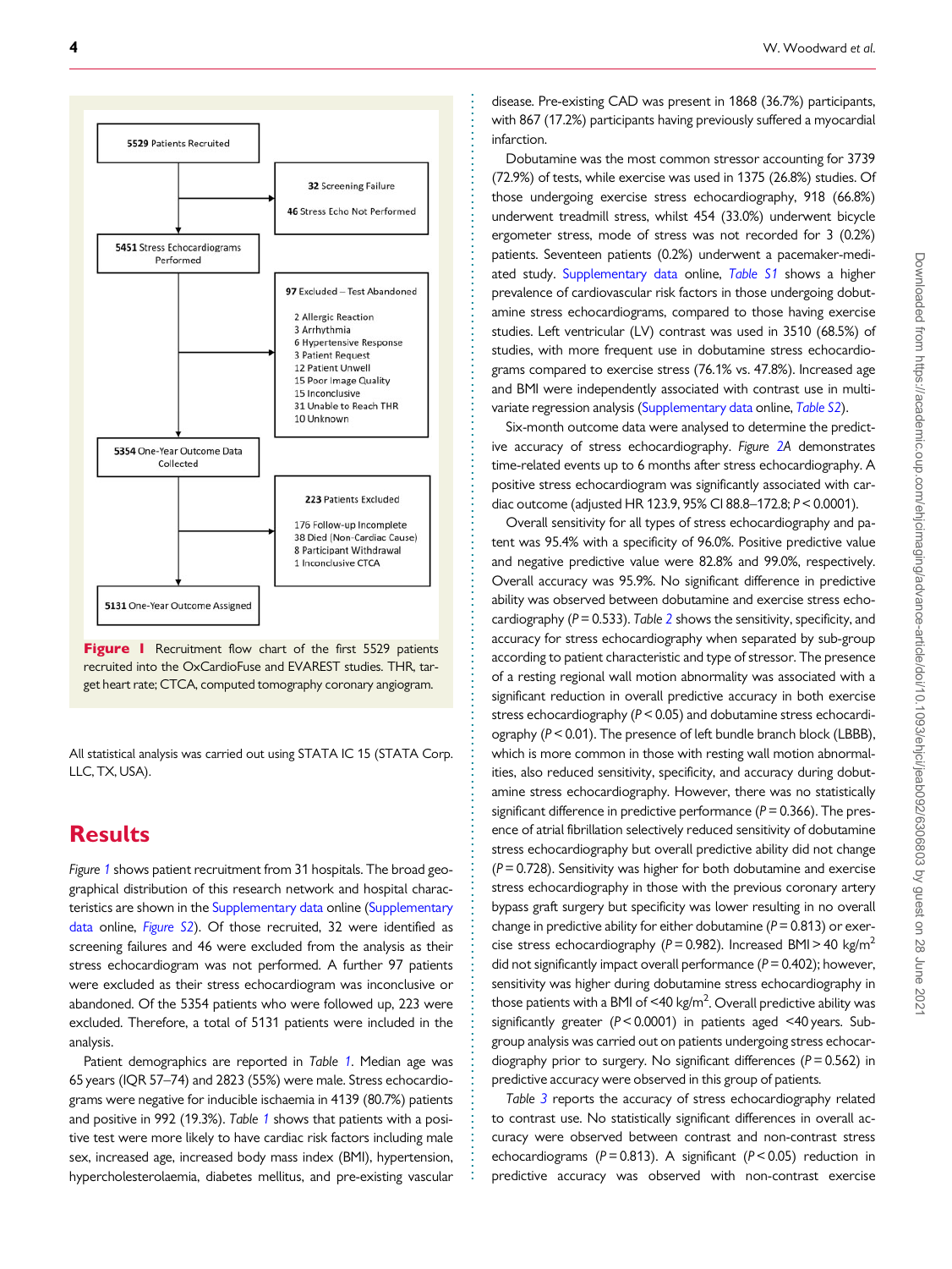5529 Patients Recruited

32 Screening Failure

46 Stress Echo Not Performed

5451 Stress Echocardiograms Performed

97 Excluded – Test Abandoned

2 Allergic Reaction
3 Arrhythmia
6 Hypertensive Response
3 Patient Request
12 Patient Unwell
15 Poor Image Quality
15 Inconclusive
31 Unable to Reach THR
10 Unknown

5354 One-Year Outcome Data Collected

223 Patients Excluded

176 Follow-up Incomplete
38 Died (Non-Cardiac Cause)
8 Participant Withdrawal
1 Inconclusive CTCA

5131 One-Year Outcome Assigned

**Figure 1** Recruitment flow chart of the first 5529 patients recruited into the OxCardioFuse and EVAREST studies. THR, target heart rate; CTCA, computed tomography coronary angiogram.

All statistical analysis was carried out using STATA IC 15 (STATA Corp. LLC, TX, USA).

# Results

*Figure 1* shows patient recruitment from 31 hospitals. The broad geographical distribution of this research network and hospital characteristics are shown in the Supplementary data online (Supplementary data online, *Figure S2*). Of those recruited, 32 were identified as screening failures and 46 were excluded from the analysis as their stress echocardiogram was not performed. A further 97 patients were excluded as their stress echocardiogram was inconclusive or abandoned. Of the 5354 patients who were followed up, 223 were excluded. Therefore, a total of 5131 patients were included in the analysis.

Patient demographics are reported in *Table 1*. Median age was 65 years (IQR 57–74) and 2823 (55%) were male. Stress echocardiograms were negative for inducible ischaemia in 4139 (80.7%) patients and positive in 992 (19.3%). *Table 1* shows that patients with a positive test were more likely to have cardiac risk factors including male sex, increased age, increased body mass index (BMI), hypertension, hypercholesterolaemia, diabetes mellitus, and pre-existing vascular disease. Pre-existing CAD was present in 1868 (36.7%) participants, with 867 (17.2%) participants having previously suffered a myocardial infarction.

Dobutamine was the most common stressor accounting for 3739 (72.9%) of tests, while exercise was used in 1375 (26.8%) studies. Of those undergoing exercise stress echocardiography, 918 (66.8%) underwent treadmill stress, whilst 454 (33.0%) underwent bicycle ergometer stress, mode of stress was not recorded for 3 (0.2%) patients. Seventeen patients (0.2%) underwent a pacemaker-mediated study. Supplementary data online, *Table S1* shows a higher prevalence of cardiovascular risk factors in those undergoing dobutamine stress echocardiograms, compared to those having exercise studies. Left ventricular (LV) contrast was used in 3510 (68.5%) of studies, with more frequent use in dobutamine stress echocardiograms compared to exercise stress (76.1% vs. 47.8%). Increased age and BMI were independently associated with contrast use in multivariate regression analysis (Supplementary data online, *Table S2*).

Six-month outcome data were analysed to determine the predictive accuracy of stress echocardiography. *Figure 2A* demonstrates time-related events up to 6 months after stress echocardiography. A positive stress echocardiogram was significantly associated with cardiac outcome (adjusted HR 123.9, 95% CI 88.8–172.8; $P < 0.0001$).

Overall sensitivity for all types of stress echocardiography and patent was 95.4% with a specificity of 96.0%. Positive predictive value and negative predictive value were 82.8% and 99.0%, respectively. Overall accuracy was 95.9%. No significant difference in predictive ability was observed between dobutamine and exercise stress echocardiography ($P = 0.533$). *Table 2* shows the sensitivity, specificity, and accuracy for stress echocardiography when separated by sub-group according to patient characteristic and type of stressor. The presence of a resting regional wall motion abnormality was associated with a significant reduction in overall predictive accuracy in both exercise stress echocardiography ($P < 0.05$) and dobutamine stress echocardiography ($P < 0.01$). The presence of left bundle branch block (LBBB), which is more common in those with resting wall motion abnormalities, also reduced sensitivity, specificity, and accuracy during dobutamine stress echocardiography. However, there was no statistically significant difference in predictive performance ($P = 0.366$). The presence of atrial fibrillation selectively reduced sensitivity of dobutamine stress echocardiography but overall predictive ability did not change ($P = 0.728$). Sensitivity was higher for both dobutamine and exercise stress echocardiography in those with the previous coronary artery bypass graft surgery but specificity was lower resulting in no overall change in predictive ability for either dobutamine ($P = 0.813$) or exercise stress echocardiography ($P = 0.982$). Increased BMI > 40 kg/m$^2$ did not significantly impact overall performance ($P = 0.402$); however, sensitivity was higher during dobutamine stress echocardiography in those patients with a BMI of <40 kg/m$^2$. Overall predictive ability was significantly greater ($P < 0.0001$) in patients aged <40 years. Subgroup analysis was carried out on patients undergoing stress echocardiography prior to surgery. No significant differences ($P = 0.562$) in predictive accuracy were observed in this group of patients.

*Table 3* reports the accuracy of stress echocardiography related to contrast use. No statistically significant differences in overall accuracy were observed between contrast and non-contrast stress echocardiograms ($P = 0.813$). A significant ($P < 0.05$) reduction in predictive accuracy was observed with non-contrast exercise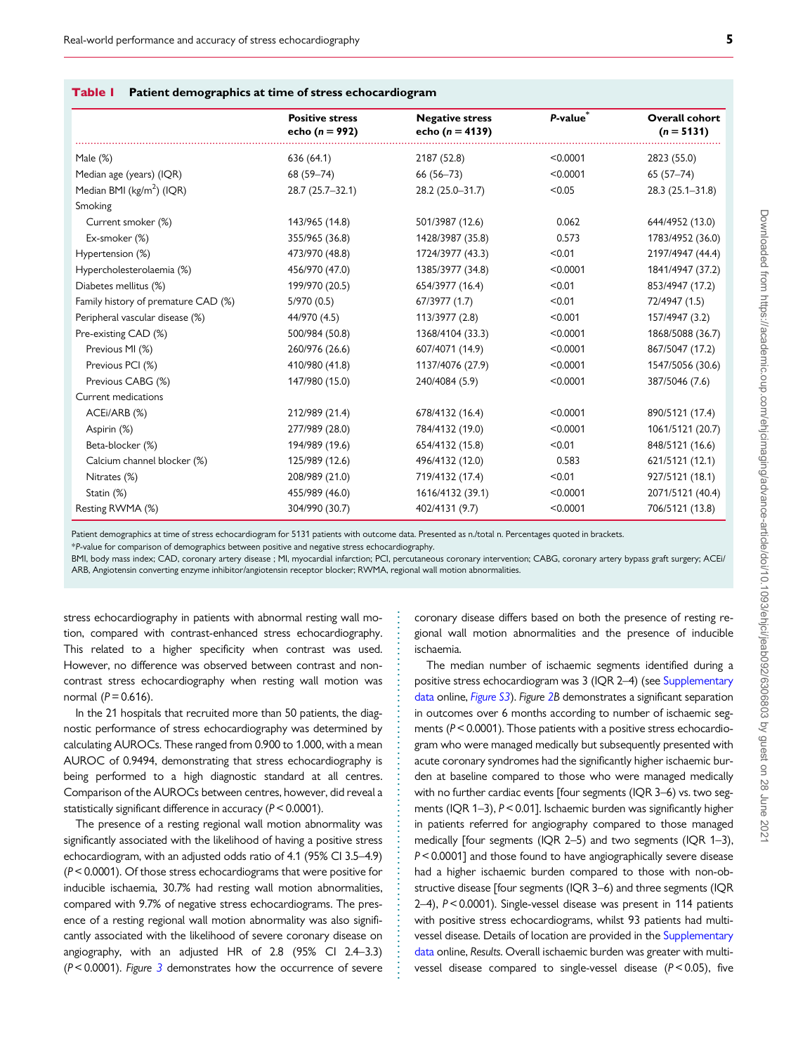**Table 1 Patient demographics at time of stress echocardiogram**

| | Positive stress echo (n = 992) | Negative stress echo (n = 4139) | P-value* | Overall cohort (n = 5131) |
|---|---|---|---|---|
| Male (%) | 636 (64.1) | 2187 (52.8) | <0.0001 | 2823 (55.0) |
| Median age (years) (IQR) | 68 (59–74) | 66 (56–73) | <0.0001 | 65 (57–74) |
| Median BMI (kg/m$^2$) (IQR) | 28.7 (25.7–32.1) | 28.2 (25.0–31.7) | <0.05 | 28.3 (25.1–31.8) |
| Smoking | | | | |
| Current smoker (%) | 143/965 (14.8) | 501/3987 (12.6) | 0.062 | 644/4952 (13.0) |
| Ex-smoker (%) | 355/965 (36.8) | 1428/3987 (35.8) | 0.573 | 1783/4952 (36.0) |
| Hypertension (%) | 473/970 (48.8) | 1724/3977 (43.3) | <0.01 | 2197/4947 (44.4) |
| Hypercholesterolaemia (%) | 456/970 (47.0) | 1385/3977 (34.8) | <0.0001 | 1841/4947 (37.2) |
| Diabetes mellitus (%) | 199/970 (20.5) | 654/3977 (16.4) | <0.01 | 853/4947 (17.2) |
| Family history of premature CAD (%) | 5/970 (0.5) | 67/3977 (1.7) | <0.01 | 72/4947 (1.5) |
| Peripheral vascular disease (%) | 44/970 (4.5) | 113/3977 (2.8) | <0.001 | 157/4947 (3.2) |
| Pre-existing CAD (%) | 500/984 (50.8) | 1368/4104 (33.3) | <0.0001 | 1868/5088 (36.7) |
| Previous MI (%) | 260/976 (26.6) | 607/4071 (14.9) | <0.0001 | 867/5047 (17.2) |
| Previous PCI (%) | 410/980 (41.8) | 1137/4076 (27.9) | <0.0001 | 1547/5056 (30.6) |
| Previous CABG (%) | 147/980 (15.0) | 240/4084 (5.9) | <0.0001 | 387/5046 (7.6) |
| Current medications | | | | |
| ACEi/ARB (%) | 212/989 (21.4) | 678/4132 (16.4) | <0.0001 | 890/5121 (17.4) |
| Aspirin (%) | 277/989 (28.0) | 784/4132 (19.0) | <0.0001 | 1061/5121 (20.7) |
| Beta-blocker (%) | 194/989 (19.6) | 654/4132 (15.8) | <0.01 | 848/5121 (16.6) |
| Calcium channel blocker (%) | 125/989 (12.6) | 496/4132 (12.0) | 0.583 | 621/5121 (12.1) |
| Nitrates (%) | 208/989 (21.0) | 719/4132 (17.4) | <0.01 | 927/5121 (18.1) |
| Statin (%) | 455/989 (46.0) | 1616/4132 (39.1) | <0.0001 | 2071/5121 (40.4) |
| Resting RWMA (%) | 304/990 (30.7) | 402/4131 (9.7) | <0.0001 | 706/5121 (13.8) |

Patient demographics at time of stress echocardiogram for 5131 patients with outcome data. Presented as n./total n. Percentages quoted in brackets.

*P-value for comparison of demographics between positive and negative stress echocardiography.

BMI, body mass index; CAD, coronary artery disease ; MI, myocardial infarction; PCI, percutaneous coronary intervention; CABG, coronary artery bypass graft surgery; ACEi/ARB, Angiotensin converting enzyme inhibitor/angiotensin receptor blocker; RWMA, regional wall motion abnormalities.

stress echocardiography in patients with abnormal resting wall motion, compared with contrast-enhanced stress echocardiography. This related to a higher specificity when contrast was used. However, no difference was observed between contrast and non-contrast stress echocardiography when resting wall motion was normal ($P = 0.616$).

In the 21 hospitals that recruited more than 50 patients, the diagnostic performance of stress echocardiography was determined by calculating AUROCs. These ranged from 0.900 to 1.000, with a mean AUROC of 0.9494, demonstrating that stress echocardiography is being performed to a high diagnostic standard at all centres. Comparison of the AUROCs between centres, however, did reveal a statistically significant difference in accuracy ($P < 0.0001$).

The presence of a resting regional wall motion abnormality was significantly associated with the likelihood of having a positive stress echocardiogram, with an adjusted odds ratio of 4.1 (95% CI 3.5–4.9) ($P < 0.0001$). Of those stress echocardiograms that were positive for inducible ischaemia, 30.7% had resting wall motion abnormalities, compared with 9.7% of negative stress echocardiograms. The presence of a resting regional wall motion abnormality was also significantly associated with the likelihood of severe coronary disease on angiography, with an adjusted HR of 2.8 (95% CI 2.4–3.3) ($P < 0.0001$). *Figure 3* demonstrates how the occurrence of severe coronary disease differs based on both the presence of resting regional wall motion abnormalities and the presence of inducible ischaemia.

The median number of ischaemic segments identified during a positive stress echocardiogram was 3 (IQR 2–4) (see Supplementary data online, *Figure S3*). *Figure 2B* demonstrates a significant separation in outcomes over 6 months according to number of ischaemic segments ($P < 0.0001$). Those patients with a positive stress echocardiogram who were managed medically but subsequently presented with acute coronary syndromes had the significantly higher ischaemic burden at baseline compared to those who were managed medically with no further cardiac events [four segments (IQR 3–6) vs. two segments (IQR 1–3), $P < 0.01$]. Ischaemic burden was significantly higher in patients referred for angiography compared to those managed medically [four segments (IQR 2–5) and two segments (IQR 1–3), $P < 0.0001$] and those found to have angiographically severe disease had a higher ischaemic burden compared to those with non-obstructive disease [four segments (IQR 3–6) and three segments (IQR 2–4), $P < 0.0001$). Single-vessel disease was present in 114 patients with positive stress echocardiograms, whilst 93 patients had multi-vessel disease. Details of location are provided in the Supplementary data online, *Results*. Overall ischaemic burden was greater with multi-vessel disease compared to single-vessel disease ($P < 0.05$), five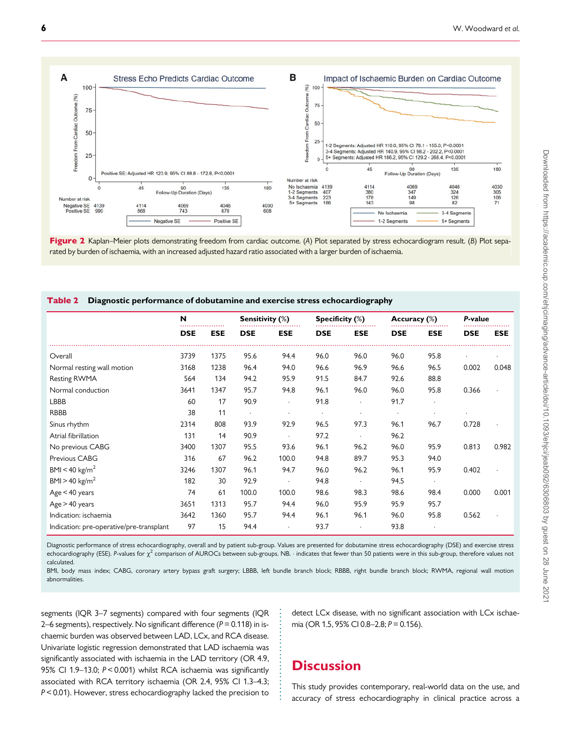**Figure 2** Kaplan–Meier plots demonstrating freedom from cardiac outcome. (*A*) Plot separated by stress echocardiogram result. (*B*) Plot separated by burden of ischaemia, with an increased adjusted hazard ratio associated with a larger burden of ischaemia.

**Table 2 Diagnostic performance of dobutamine and exercise stress echocardiography**

| | N | | Sensitivity (%) | | Specificity (%) | | Accuracy (%) | | *P*-value | |
|---|---|---|---|---|---|---|---|---|---|---|
| | DSE | ESE | DSE | ESE | DSE | ESE | DSE | ESE | DSE | ESE |
| Overall | 3739 | 1375 | 95.6 | 94.4 | 96.0 | 96.0 | 96.0 | 95.8 | · | · |
| Normal resting wall motion | 3168 | 1238 | 96.4 | 94.0 | 96.6 | 96.9 | 96.6 | 96.5 | 0.002 | 0.048 |
| Resting RWMA | 564 | 134 | 94.2 | 95.9 | 91.5 | 84.7 | 92.6 | 88.8 | | |
| Normal conduction | 3641 | 1347 | 95.7 | 94.8 | 96.1 | 96.0 | 96.0 | 95.8 | 0.366 | · |
| LBBB | 60 | 17 | 90.9 | · | 91.8 | · | 91.7 | · | | |
| RBBB | 38 | 11 | · | · | · | · | · | · | · | |
| Sinus rhythm | 2314 | 808 | 93.9 | 92.9 | 96.5 | 97.3 | 96.1 | 96.7 | 0.728 | · |
| Atrial fibrillation | 131 | 14 | 90.9 | · | 97.2 | · | 96.2 | | | |
| No previous CABG | 3400 | 1307 | 95.5 | 93.6 | 96.1 | 96.2 | 96.0 | 95.9 | 0.813 | 0.982 |
| Previous CABG | 316 | 67 | 96.2 | 100.0 | 94.8 | 89.7 | 95.3 | 94.0 | | |
| BMI < 40 kg/m$^2$ | 3246 | 1307 | 96.1 | 94.7 | 96.0 | 96.2 | 96.1 | 95.9 | 0.402 | · |
| BMI > 40 kg/m$^2$ | 182 | 30 | 92.9 | · | 94.8 | · | 94.5 | · | | |
| Age < 40 years | 74 | 61 | 100.0 | 100.0 | 98.6 | 98.3 | 98.6 | 98.4 | 0.000 | 0.001 |
| Age > 40 years | 3651 | 1313 | 95.7 | 94.4 | 96.0 | 95.9 | 95.9 | 95.7 | | |
| Indication: ischaemia | 3642 | 1360 | 95.7 | 94.4 | 96.1 | 96.1 | 96.0 | 95.8 | 0.562 | · |
| Indication: pre-operative/pre-transplant | 97 | 15 | 94.4 | · | 93.7 | · | 93.8 | · | | |

Diagnostic performance of stress echocardiography, overall and by patient sub-group. Values are presented for dobutamine stress echocardiography (DSE) and exercise stress echocardiography (ESE). *P*-values for $\chi^2$ comparison of AUROCs between sub-groups. NB. · indicates that fewer than 50 patients were in this sub-group, therefore values not calculated.

BMI, body mass index; CABG, coronary artery bypass graft surgery; LBBB, left bundle branch block; RBBB, right bundle branch block; RWMA, regional wall motion abnormalities.

segments (IQR 3–7 segments) compared with four segments (IQR 2–6 segments), respectively. No significant difference ($P = 0.118$) in ischaemic burden was observed between LAD, LCx, and RCA disease. Univariate logistic regression demonstrated that LAD ischaemia was significantly associated with ischaemia in the LAD territory (OR 4.9, 95% CI 1.9–13.0; $P < 0.001$) whilst RCA ischaemia was significantly associated with RCA territory ischaemia (OR 2.4, 95% CI 1.3–4.3; $P < 0.01$). However, stress echocardiography lacked the precision to detect LCx disease, with no significant association with LCx ischaemia (OR 1.5, 95% CI 0.8–2.8; $P = 0.156$).

# Discussion

This study provides contemporary, real-world data on the use, and accuracy of stress echocardiography in clinical practice across a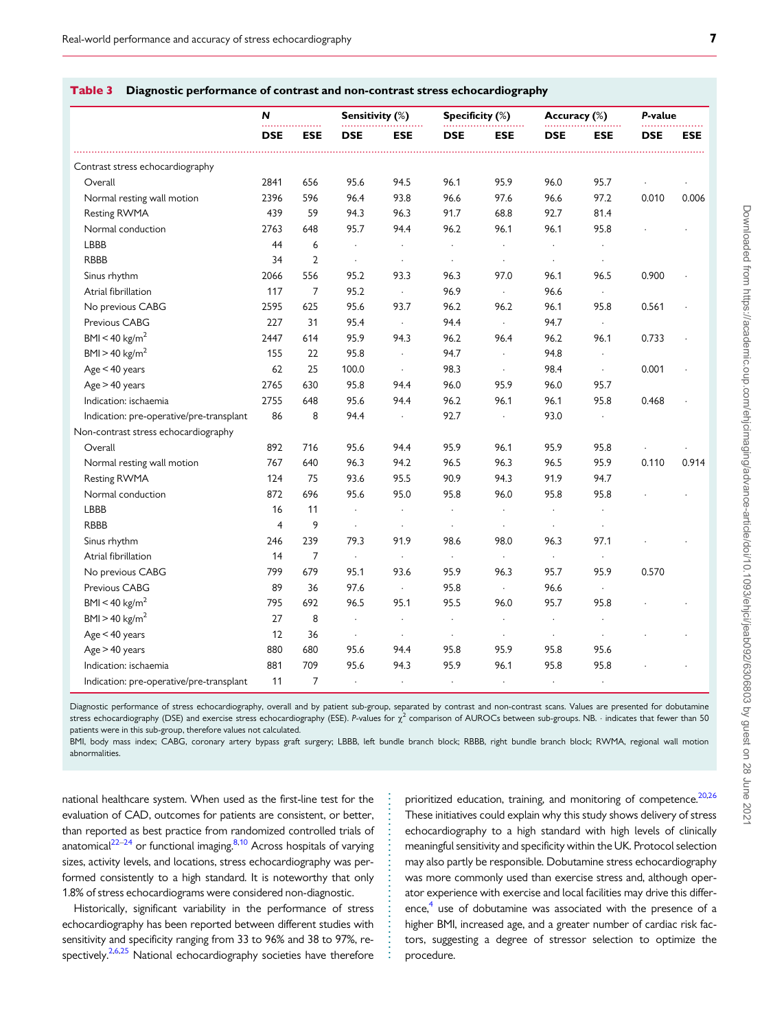**Table 3** Diagnostic performance of contrast and non-contrast stress echocardiography

| | N | | Sensitivity (%) | | Specificity (%) | | Accuracy (%) | | P-value | |
|---|---|---|---|---|---|---|---|---|---|---|
| | DSE | ESE | DSE | ESE | DSE | ESE | DSE | ESE | DSE | ESE |
| Contrast stress echocardiography | | | | | | | | | | |
| Overall | 2841 | 656 | 95.6 | 94.5 | 96.1 | 95.9 | 96.0 | 95.7 | · | · |
| Normal resting wall motion | 2396 | 596 | 96.4 | 93.8 | 96.6 | 97.6 | 96.6 | 97.2 | 0.010 | 0.006 |
| Resting RWMA | 439 | 59 | 94.3 | 96.3 | 91.7 | 68.8 | 92.7 | 81.4 | | |
| Normal conduction | 2763 | 648 | 95.7 | 94.4 | 96.2 | 96.1 | 96.1 | 95.8 | · | · |
| LBBB | 44 | 6 | · | · | · | · | · | · | | |
| RBBB | 34 | 2 | · | · | · | · | · | · | | |
| Sinus rhythm | 2066 | 556 | 95.2 | 93.3 | 96.3 | 97.0 | 96.1 | 96.5 | 0.900 | · |
| Atrial fibrillation | 117 | 7 | 95.2 | · | 96.9 | · | 96.6 | · | | |
| No previous CABG | 2595 | 625 | 95.6 | 93.7 | 96.2 | 96.2 | 96.1 | 95.8 | 0.561 | · |
| Previous CABG | 227 | 31 | 95.4 | · | 94.4 | · | 94.7 | · | | |
| BMI < 40 kg/m$^2$ | 2447 | 614 | 95.9 | 94.3 | 96.2 | 96.4 | 96.2 | 96.1 | 0.733 | · |
| BMI > 40 kg/m$^2$ | 155 | 22 | 95.8 | · | 94.7 | · | 94.8 | · | | |
| Age < 40 years | 62 | 25 | 100.0 | · | 98.3 | · | 98.4 | · | 0.001 | · |
| Age > 40 years | 2765 | 630 | 95.8 | 94.4 | 96.0 | 95.9 | 96.0 | 95.7 | | |
| Indication: ischaemia | 2755 | 648 | 95.6 | 94.4 | 96.2 | 96.1 | 96.1 | 95.8 | 0.468 | · |
| Indication: pre-operative/pre-transplant | 86 | 8 | 94.4 | · | 92.7 | · | 93.0 | · | | |
| Non-contrast stress echocardiography | | | | | | | | | | |
| Overall | 892 | 716 | 95.6 | 94.4 | 95.9 | 96.1 | 95.9 | 95.8 | · | · |
| Normal resting wall motion | 767 | 640 | 96.3 | 94.2 | 96.5 | 96.3 | 96.5 | 95.9 | 0.110 | 0.914 |
| Resting RWMA | 124 | 75 | 93.6 | 95.5 | 90.9 | 94.3 | 91.9 | 94.7 | | |
| Normal conduction | 872 | 696 | 95.6 | 95.0 | 95.8 | 96.0 | 95.8 | 95.8 | · | · |
| LBBB | 16 | 11 | · | · | · | · | · | · | | |
| RBBB | 4 | 9 | · | · | · | · | · | · | | |
| Sinus rhythm | 246 | 239 | 79.3 | 91.9 | 98.6 | 98.0 | 96.3 | 97.1 | · | · |
| Atrial fibrillation | 14 | 7 | · | · | · | · | · | · | | |
| No previous CABG | 799 | 679 | 95.1 | 93.6 | 95.9 | 96.3 | 95.7 | 95.9 | 0.570 | |
| Previous CABG | 89 | 36 | 97.6 | · | 95.8 | · | 96.6 | · | | |
| BMI < 40 kg/m$^2$ | 795 | 692 | 96.5 | 95.1 | 95.5 | 96.0 | 95.7 | 95.8 | · | · |
| BMI > 40 kg/m$^2$ | 27 | 8 | · | · | · | · | · | · | | |
| Age < 40 years | 12 | 36 | · | · | · | · | · | · | · | · |
| Age > 40 years | 880 | 680 | 95.6 | 94.4 | 95.8 | 95.9 | 95.8 | 95.6 | | |
| Indication: ischaemia | 881 | 709 | 95.6 | 94.3 | 95.9 | 96.1 | 95.8 | 95.8 | · | · |
| Indication: pre-operative/pre-transplant | 11 | 7 | · | · | · | · | · | · | | |

Diagnostic performance of stress echocardiography, overall and by patient sub-group, separated by contrast and non-contrast scans. Values are presented for dobutamine stress echocardiography (DSE) and exercise stress echocardiography (ESE). P-values for $\chi^2$ comparison of AUROCs between sub-groups. NB. · indicates that fewer than 50 patients were in this sub-group, therefore values not calculated.

BMI, body mass index; CABG, coronary artery bypass graft surgery; LBBB, left bundle branch block; RBBB, right bundle branch block; RWMA, regional wall motion abnormalities.

national healthcare system. When used as the first-line test for the evaluation of CAD, outcomes for patients are consistent, or better, than reported as best practice from randomized controlled trials of anatomical[22–24] or functional imaging.[8,10] Across hospitals of varying sizes, activity levels, and locations, stress echocardiography was performed consistently to a high standard. It is noteworthy that only 1.8% of stress echocardiograms were considered non-diagnostic.

Historically, significant variability in the performance of stress echocardiography has been reported between different studies with sensitivity and specificity ranging from 33 to 96% and 38 to 97%, respectively.[2,6,25] National echocardiography societies have therefore prioritized education, training, and monitoring of competence.[20,26] These initiatives could explain why this study shows delivery of stress echocardiography to a high standard with high levels of clinically meaningful sensitivity and specificity within the UK. Protocol selection may also partly be responsible. Dobutamine stress echocardiography was more commonly used than exercise stress and, although operator experience with exercise and local facilities may drive this difference,[4] use of dobutamine was associated with the presence of a higher BMI, increased age, and a greater number of cardiac risk factors, suggesting a degree of stressor selection to optimize the procedure.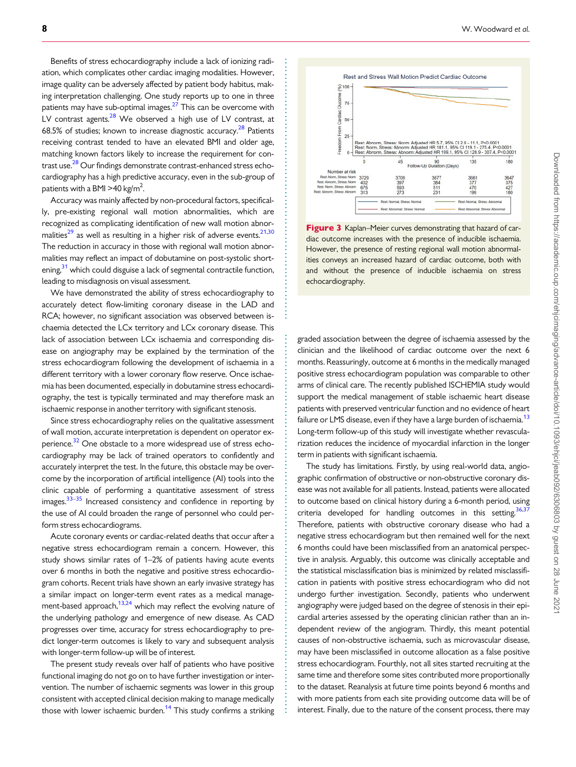Benefits of stress echocardiography include a lack of ionizing radiation, which complicates other cardiac imaging modalities. However, image quality can be adversely affected by patient body habitus, making interpretation challenging. One study reports up to one in three patients may have sub-optimal images.[27] This can be overcome with LV contrast agents.[28] We observed a high use of LV contrast, at 68.5% of studies; known to increase diagnostic accuracy.[28] Patients receiving contrast tended to have an elevated BMI and older age, matching known factors likely to increase the requirement for contrast use.[28] Our findings demonstrate contrast-enhanced stress echocardiography has a high predictive accuracy, even in the sub-group of patients with a BMI >40 kg/m$^2$.

Accuracy was mainly affected by non-procedural factors, specifically, pre-existing regional wall motion abnormalities, which are recognized as complicating identification of new wall motion abnormalities[29] as well as resulting in a higher risk of adverse events.[21,30] The reduction in accuracy in those with regional wall motion abnormalities may reflect an impact of dobutamine on post-systolic shortening,[31] which could disguise a lack of segmental contractile function, leading to misdiagnosis on visual assessment.

We have demonstrated the ability of stress echocardiography to accurately detect flow-limiting coronary disease in the LAD and RCA; however, no significant association was observed between ischaemia detected the LCx territory and LCx coronary disease. This lack of association between LCx ischaemia and corresponding disease on angiography may be explained by the termination of the stress echocardiogram following the development of ischaemia in a different territory with a lower coronary flow reserve. Once ischaemia has been documented, especially in dobutamine stress echocardiography, the test is typically terminated and may therefore mask an ischaemic response in another territory with significant stenosis.

Since stress echocardiography relies on the qualitative assessment of wall motion, accurate interpretation is dependent on operator experience.[32] One obstacle to a more widespread use of stress echocardiography may be lack of trained operators to confidently and accurately interpret the test. In the future, this obstacle may be overcome by the incorporation of artificial intelligence (AI) tools into the clinic capable of performing a quantitative assessment of stress images.[33–35] Increased consistency and confidence in reporting by the use of AI could broaden the range of personnel who could perform stress echocardiograms.

Acute coronary events or cardiac-related deaths that occur after a negative stress echocardiogram remain a concern. However, this study shows similar rates of 1–2% of patients having acute events over 6 months in both the negative and positive stress echocardiogram cohorts. Recent trials have shown an early invasive strategy has a similar impact on longer-term event rates as a medical management-based approach,[13,24] which may reflect the evolving nature of the underlying pathology and emergence of new disease. As CAD progresses over time, accuracy for stress echocardiography to predict longer-term outcomes is likely to vary and subsequent analysis with longer-term follow-up will be of interest.

The present study reveals over half of patients who have positive functional imaging do not go on to have further investigation or intervention. The number of ischaemic segments was lower in this group consistent with accepted clinical decision making to manage medically those with lower ischaemic burden.[14] This study confirms a striking graded association between the degree of ischaemia assessed by the clinician and the likelihood of cardiac outcome over the next 6 months. Reassuringly, outcome at 6 months in the medically managed positive stress echocardiogram population was comparable to other arms of clinical care. The recently published ISCHEMIA study would support the medical management of stable ischaemic heart disease patients with preserved ventricular function and no evidence of heart failure or LMS disease, even if they have a large burden of ischaemia.[13] Long-term follow-up of this study will investigate whether revascularization reduces the incidence of myocardial infarction in the longer term in patients with significant ischaemia.

**Figure 3** Kaplan–Meier curves demonstrating that hazard of cardiac outcome increases with the presence of inducible ischaemia. However, the presence of resting regional wall motion abnormalities conveys an increased hazard of cardiac outcome, both with and without the presence of inducible ischaemia on stress echocardiography.

The study has limitations. Firstly, by using real-world data, angiographic confirmation of obstructive or non-obstructive coronary disease was not available for all patients. Instead, patients were allocated to outcome based on clinical history during a 6-month period, using criteria developed for handling outcomes in this setting.[36,37] Therefore, patients with obstructive coronary disease who had a negative stress echocardiogram but then remained well for the next 6 months could have been misclassified from an anatomical perspective in analysis. Arguably, this outcome was clinically acceptable and the statistical misclassification bias is minimized by related misclassification in patients with positive stress echocardiogram who did not undergo further investigation. Secondly, patients who underwent angiography were judged based on the degree of stenosis in their epicardial arteries assessed by the operating clinician rather than an independent review of the angiogram. Thirdly, this meant potential causes of non-obstructive ischaemia, such as microvascular disease, may have been misclassified in outcome allocation as a false positive stress echocardiogram. Fourthly, not all sites started recruiting at the same time and therefore some sites contributed more proportionally to the dataset. Reanalysis at future time points beyond 6 months and with more patients from each site providing outcome data will be of interest. Finally, due to the nature of the consent process, there may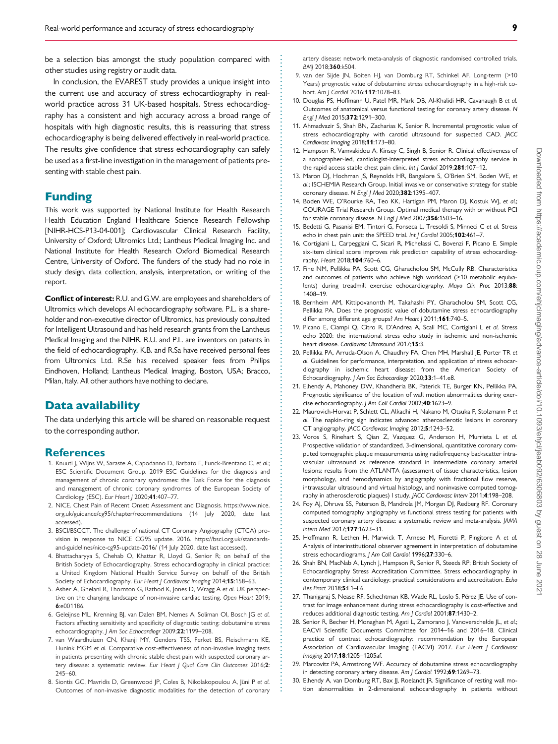be a selection bias amongst the study population compared with other studies using registry or audit data.

In conclusion, the EVAREST study provides a unique insight into the current use and accuracy of stress echocardiography in real-world practice across 31 UK-based hospitals. Stress echocardiography has a consistent and high accuracy across a broad range of hospitals with high diagnostic results, this is reassuring that stress echocardiography is being delivered effectively in real-world practice. The results give confidence that stress echocardiography can safely be used as a first-line investigation in the management of patients presenting with stable chest pain.

## Funding

This work was supported by National Institute for Health Research Health Education England Healthcare Science Research Fellowship [NIHR-HCS-P13-04-001]; Cardiovascular Clinical Research Facility, University of Oxford; Ultromics Ltd.; Lantheus Medical Imaging Inc. and National Institute for Health Research Oxford Biomedical Research Centre, University of Oxford. The funders of the study had no role in study design, data collection, analysis, interpretation, or writing of the report.

**Conflict of interest:** R.U. and G.W. are employees and shareholders of Ultromics which develops AI echocardiography software. P.L. is a shareholder and non-executive director of Ultromics, has previously consulted for Intelligent Ultrasound and has held research grants from the Lantheus Medical Imaging and the NIHR. R.U. and P.L. are inventors on patents in the field of echocardiography. K.B. and R.Sa have received personal fees from Ultromics Ltd. R.Se has received speaker fees from Philips Eindhoven, Holland; Lantheus Medical Imaging, Boston, USA; Bracco, Milan, Italy. All other authors have nothing to declare.

## Data availability

The data underlying this article will be shared on reasonable request to the corresponding author.

## References

1. Knuuti J, Wijns W, Saraste A, Capodanno D, Barbato E, Funck-Brentano C, *et al.*; ESC Scientific Document Group. 2019 ESC Guidelines for the diagnosis and management of chronic coronary syndromes: the Task Force for the diagnosis and management of chronic coronary syndromes of the European Society of Cardiology (ESC). *Eur Heart J* 2020;**41**:407–77.
2. NICE. Chest Pain of Recent Onset: Assessment and Diagnosis. https://www.nice.org.uk/guidance/cg95/chapter/recommendations (14 July 2020, date last accessed).
3. BSCI/BSCCT. The challenge of national CT Coronary Angiography (CTCA) provision in response to NICE CG95 update. 2016. https://bsci.org.uk/standards-and-guidelines/nice-cg95-update-2016/ (14 July 2020, date last accessed).
4. Bhattacharyya S, Chehab O, Khattar R, Lloyd G, Senior R; on behalf of the British Society of Echocardiography. Stress echocardiography in clinical practice: a United Kingdom National Health Service Survey on behalf of the British Society of Echocardiography. *Eur Heart J Cardiovasc Imaging* 2014;**15**:158–63.
5. Asher A, Ghelani R, Thornton G, Rathod K, Jones D, Wragg A *et al.* UK perspective on the changing landscape of non-invasive cardiac testing. *Open Heart* 2019;**6**:e001186.
6. Geleijnse ML, Krenning BJ, van Dalen BM, Nemes A, Soliman OI, Bosch JG *et al.* Factors affecting sensitivity and specificity of diagnostic testing: dobutamine stress echocardiography. *J Am Soc Echocardiogr* 2009;**22**:1199–208.
7. van Waardhuizen CN, Khanji MY, Genders TSS, Ferket BS, Fleischmann KE, Hunink MGM *et al.* Comparative cost-effectiveness of non-invasive imaging tests in patients presenting with chronic stable chest pain with suspected coronary artery disease: a systematic review. *Eur Heart J Qual Care Clin Outcomes* 2016;**2**:245–60.
8. Siontis GC, Mavridis D, Greenwood JP, Coles B, Nikolakopoulou A, Jüni P *et al.* Outcomes of non-invasive diagnostic modalities for the detection of coronary artery disease: network meta-analysis of diagnostic randomised controlled trials. *BMJ* 2018;**360**:k504.
9. van der Sijde JN, Boiten HJ, van Domburg RT, Schinkel AF. Long-term (>10 Years) prognostic value of dobutamine stress echocardiography in a high-risk cohort. *Am J Cardiol* 2016;**117**:1078–83.
10. Douglas PS, Hoffmann U, Patel MR, Mark DB, Al-Khalidi HR, Cavanaugh B *et al.* Outcomes of anatomical versus functional testing for coronary artery disease. *N Engl J Med* 2015;**372**:1291–300.
11. Ahmadvazir S, Shah BN, Zacharias K, Senior R. Incremental prognostic value of stress echocardiography with carotid ultrasound for suspected CAD. *JACC Cardiovasc Imaging* 2018;**11**:173–80.
12. Hampson R, Vamvakidou A, Kinsey C, Singh B, Senior R. Clinical effectiveness of a sonographer-led, cardiologist-interpreted stress echocardiography service in the rapid access stable chest pain clinic. *Int J Cardiol* 2019;**281**:107–12.
13. Maron DJ, Hochman JS, Reynolds HR, Bangalore S, O'Brien SM, Boden WE, *et al.*; ISCHEMIA Research Group. Initial invasive or conservative strategy for stable coronary disease. *N Engl J Med* 2020;**382**:1395–407.
14. Boden WE, O'Rourke RA, Teo KK, Hartigan PM, Maron DJ, Kostuk WJ, *et al.*; COURAGE Trial Research Group. Optimal medical therapy with or without PCI for stable coronary disease. *N Engl J Med* 2007;**356**:1503–16.
15. Bedetti G, Pasanisi EM, Tintori G, Fonseca L, Tresoldi S, Minneci C *et al.* Stress echo in chest pain unit: the SPEED trial. *Int J Cardiol* 2005;**102**:461–7.
16. Cortigiani L, Carpeggiani C, Sicari R, Michelassi C, Bovenzi F, Picano E. Simple six-item clinical score improves risk prediction capability of stress echocardiography. *Heart* 2018;**104**:760–6.
17. Fine NM, Pellikka PA, Scott CG, Gharacholou SM, McCully RB. Characteristics and outcomes of patients who achieve high workload (≥10 metabolic equivalents) during treadmill exercise echocardiography. *Mayo Clin Proc* 2013;**88**:1408–19.
18. Bernheim AM, Kittipovanonth M, Takahashi PY, Gharacholou SM, Scott CG, Pellikka PA. Does the prognostic value of dobutamine stress echocardiography differ among different age groups? *Am Heart J* 2011;**161**:740–5.
19. Picano E, Ciampi Q, Citro R, D'Andrea A, Scali MC, Cortigiani L *et al.* Stress echo 2020: the international stress echo study in ischemic and non-ischemic heart disease. *Cardiovasc Ultrasound* 2017;**15**:3.
20. Pellikka PA, Arruda-Olson A, Chaudhry FA, Chen MH, Marshall JE, Porter TR *et al.* Guidelines for performance, interpretation, and application of stress echocardiography in ischemic heart disease: from the American Society of Echocardiography. *J Am Soc Echocardiogr* 2020;**33**:1–41.e8.
21. Elhendy A, Mahoney DW, Khandheria BK, Paterick TE, Burger KN, Pellikka PA. Prognostic significance of the location of wall motion abnormalities during exercise echocardiography. *J Am Coll Cardiol* 2002;**40**:1623–9.
22. Maurovich-Horvat P, Schlett CL, Alkadhi H, Nakano M, Otsuka F, Stolzmann P *et al.* The napkin-ring sign indicates advanced atherosclerotic lesions in coronary CT angiography. *JACC Cardiovasc Imaging* 2012;**5**:1243–52.
23. Voros S, Rinehart S, Qian Z, Vazquez G, Anderson H, Murrieta L *et al.* Prospective validation of standardized, 3-dimensional, quantitative coronary computed tomographic plaque measurements using radiofrequency backscatter intravascular ultrasound as reference standard in intermediate coronary arterial lesions: results from the ATLANTA (assessment of tissue characteristics, lesion morphology, and hemodynamics by angiography with fractional flow reserve, intravascular ultrasound and virtual histology, and noninvasive computed tomography in atherosclerotic plaques) I study. *JACC Cardiovasc Interv* 2011;**4**:198–208.
24. Foy AJ, Dhruva SS, Peterson B, Mandrola JM, Morgan DJ, Redberg RF. Coronary computed tomography angiography vs functional stress testing for patients with suspected coronary artery disease: a systematic review and meta-analysis. *JAMA Intern Med* 2017;**177**:1623–31.
25. Hoffmann R, Lethen H, Marwick T, Arnese M, Fioretti P, Pingitore A *et al.* Analysis of interinstitutional observer agreement in interpretation of dobutamine stress echocardiograms. *J Am Coll Cardiol* 1996;**27**:330–6.
26. Shah BN, MacNab A, Lynch J, Hampson R, Senior R, Steeds RP; British Society of Echocardiography Stress Accreditation Committee. Stress echocardiography in contemporary clinical cardiology: practical considerations and accreditation. *Echo Res Pract* 2018;**5**:E1–E6.
27. Thanigaraj S, Nease RF, Schechtman KB, Wade RL, Loslo S, Pérez JE. Use of contrast for image enhancement during stress echocardiography is cost-effective and reduces additional diagnostic testing. *Am J Cardiol* 2001;**87**:1430–2.
28. Senior R, Becher H, Monaghan M, Agati L, Zamorano J, Vanoverschelde JL, *et al.*; EACVI Scientific Documents Committee for 2014–16 and 2016–18. Clinical practice of contrast echocardiography: recommendation by the European Association of Cardiovascular Imaging (EACVI) 2017. *Eur Heart J Cardiovasc Imaging* 2017;**18**:1205–1205af.
29. Marcovitz PA, Armstrong WF. Accuracy of dobutamine stress echocardiography in detecting coronary artery disease. *Am J Cardiol* 1992;**69**:1269–73.
30. Elhendy A, van Domburg RT, Bax JJ, Roelandt JR. Significance of resting wall motion abnormalities in 2-dimensional echocardiography in patients without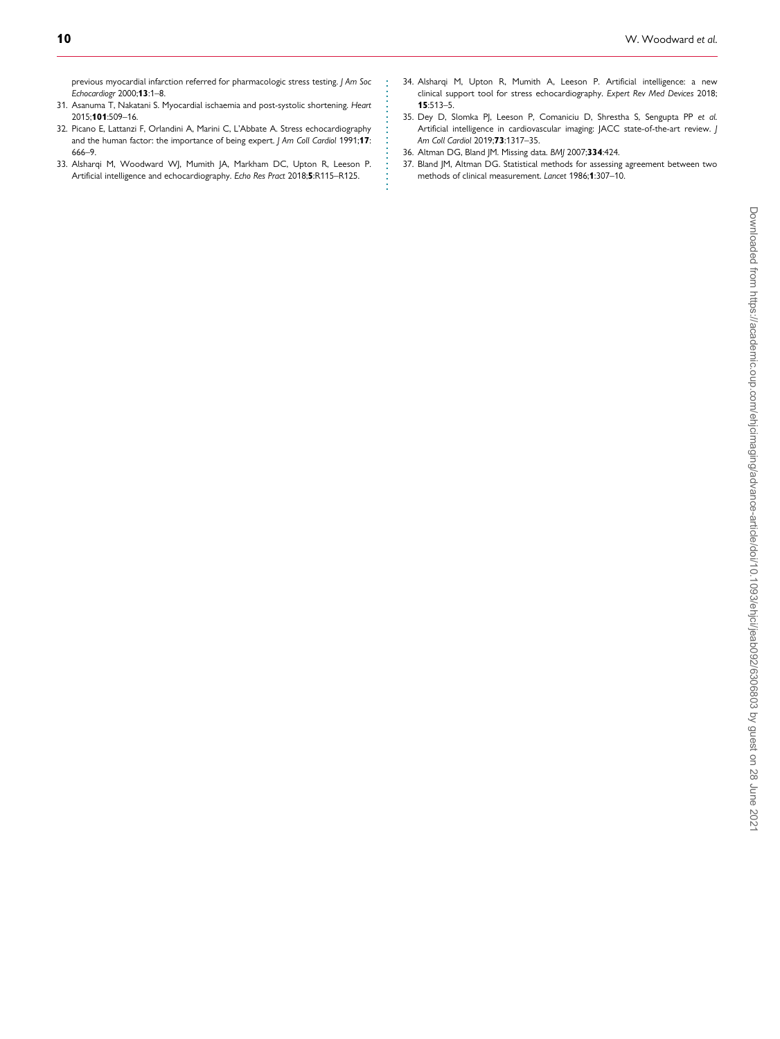previous myocardial infarction referred for pharmacologic stress testing. *J Am Soc Echocardiogr* 2000;**13**:1–8.

31. Asanuma T, Nakatani S. Myocardial ischaemia and post-systolic shortening. *Heart* 2015;**101**:509–16.
32. Picano E, Lattanzi F, Orlandini A, Marini C, L'Abbate A. Stress echocardiography and the human factor: the importance of being expert. *J Am Coll Cardiol* 1991;**17**: 666–9.
33. Alsharqi M, Woodward WJ, Mumith JA, Markham DC, Upton R, Leeson P. Artificial intelligence and echocardiography. *Echo Res Pract* 2018;**5**:R115–R125.
34. Alsharqi M, Upton R, Mumith A, Leeson P. Artificial intelligence: a new clinical support tool for stress echocardiography. *Expert Rev Med Devices* 2018; **15**:513–5.
35. Dey D, Slomka PJ, Leeson P, Comaniciu D, Shrestha S, Sengupta PP *et al.* Artificial intelligence in cardiovascular imaging: JACC state-of-the-art review. *J Am Coll Cardiol* 2019;**73**:1317–35.
36. Altman DG, Bland JM. Missing data. *BMJ* 2007;**334**:424.
37. Bland JM, Altman DG. Statistical methods for assessing agreement between two methods of clinical measurement. *Lancet* 1986;**1**:307–10.